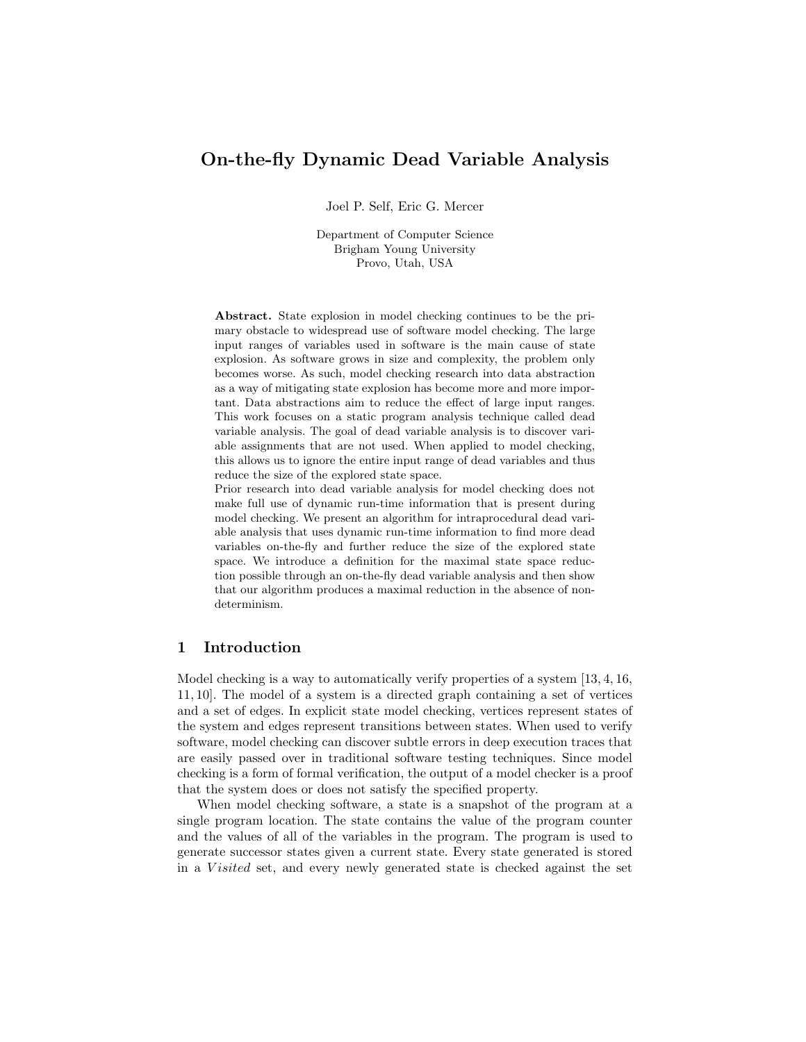# On-the-fly Dynamic Dead Variable Analysis

Joel P. Self, Eric G. Mercer

Department of Computer Science
Brigham Young University
Provo, Utah, USA

**Abstract.** State explosion in model checking continues to be the primary obstacle to widespread use of software model checking. The large input ranges of variables used in software is the main cause of state explosion. As software grows in size and complexity, the problem only becomes worse. As such, model checking research into data abstraction as a way of mitigating state explosion has become more and more important. Data abstractions aim to reduce the effect of large input ranges. This work focuses on a static program analysis technique called dead variable analysis. The goal of dead variable analysis is to discover variable assignments that are not used. When applied to model checking, this allows us to ignore the entire input range of dead variables and thus reduce the size of the explored state space.

Prior research into dead variable analysis for model checking does not make full use of dynamic run-time information that is present during model checking. We present an algorithm for intraprocedural dead variable analysis that uses dynamic run-time information to find more dead variables on-the-fly and further reduce the size of the explored state space. We introduce a definition for the maximal state space reduction possible through an on-the-fly dead variable analysis and then show that our algorithm produces a maximal reduction in the absence of nondeterminism.

## 1 Introduction

Model checking is a way to automatically verify properties of a system [13, 4, 16, 11, 10]. The model of a system is a directed graph containing a set of vertices and a set of edges. In explicit state model checking, vertices represent states of the system and edges represent transitions between states. When used to verify software, model checking can discover subtle errors in deep execution traces that are easily passed over in traditional software testing techniques. Since model checking is a form of formal verification, the output of a model checker is a proof that the system does or does not satisfy the specified property.

When model checking software, a state is a snapshot of the program at a single program location. The state contains the value of the program counter and the values of all of the variables in the program. The program is used to generate successor states given a current state. Every state generated is stored in a *Visited* set, and every newly generated state is checked against the set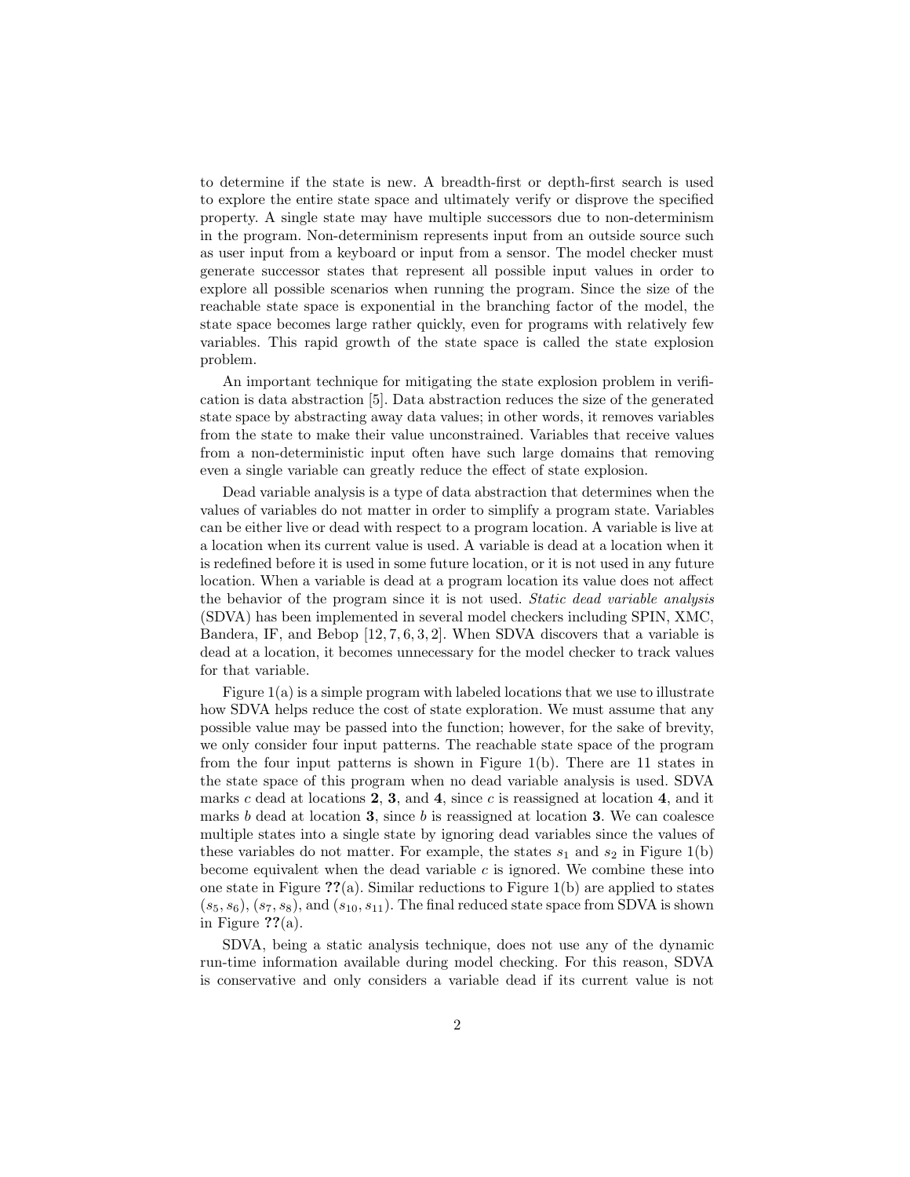to determine if the state is new. A breadth-first or depth-first search is used to explore the entire state space and ultimately verify or disprove the specified property. A single state may have multiple successors due to non-determinism in the program. Non-determinism represents input from an outside source such as user input from a keyboard or input from a sensor. The model checker must generate successor states that represent all possible input values in order to explore all possible scenarios when running the program. Since the size of the reachable state space is exponential in the branching factor of the model, the state space becomes large rather quickly, even for programs with relatively few variables. This rapid growth of the state space is called the state explosion problem.

An important technique for mitigating the state explosion problem in verification is data abstraction [5]. Data abstraction reduces the size of the generated state space by abstracting away data values; in other words, it removes variables from the state to make their value unconstrained. Variables that receive values from a non-deterministic input often have such large domains that removing even a single variable can greatly reduce the effect of state explosion.

Dead variable analysis is a type of data abstraction that determines when the values of variables do not matter in order to simplify a program state. Variables can be either live or dead with respect to a program location. A variable is live at a location when its current value is used. A variable is dead at a location when it is redefined before it is used in some future location, or it is not used in any future location. When a variable is dead at a program location its value does not affect the behavior of the program since it is not used. *Static dead variable analysis* (SDVA) has been implemented in several model checkers including SPIN, XMC, Bandera, IF, and Bebop [12, 7, 6, 3, 2]. When SDVA discovers that a variable is dead at a location, it becomes unnecessary for the model checker to track values for that variable.

Figure 1(a) is a simple program with labeled locations that we use to illustrate how SDVA helps reduce the cost of state exploration. We must assume that any possible value may be passed into the function; however, for the sake of brevity, we only consider four input patterns. The reachable state space of the program from the four input patterns is shown in Figure 1(b). There are 11 states in the state space of this program when no dead variable analysis is used. SDVA marks $c$ dead at locations **2**, **3**, and **4**, since $c$ is reassigned at location **4**, and it marks $b$ dead at location **3**, since $b$ is reassigned at location **3**. We can coalesce multiple states into a single state by ignoring dead variables since the values of these variables do not matter. For example, the states $s_1$ and $s_2$ in Figure 1(b) become equivalent when the dead variable $c$ is ignored. We combine these into one state in Figure **??**(a). Similar reductions to Figure 1(b) are applied to states $(s_5, s_6)$, $(s_7, s_8)$, and $(s_{10}, s_{11})$. The final reduced state space from SDVA is shown in Figure **??**(a).

SDVA, being a static analysis technique, does not use any of the dynamic run-time information available during model checking. For this reason, SDVA is conservative and only considers a variable dead if its current value is not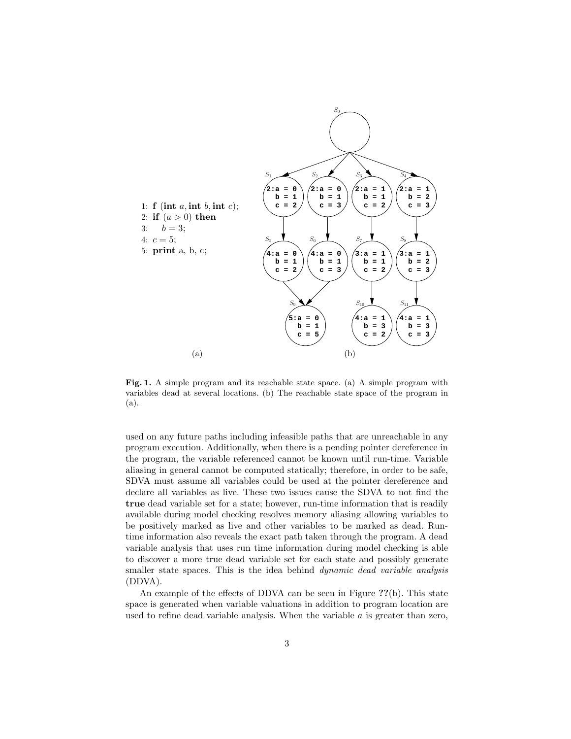```
1: f (int a, int b, int c);
2: if (a > 0) then
3:     b = 3;
4: c = 5;
5: print a, b, c;
```

(a)

(b)

**Fig. 1.** A simple program and its reachable state space. (a) A simple program with variables dead at several locations. (b) The reachable state space of the program in (a).

used on any future paths including infeasible paths that are unreachable in any program execution. Additionally, when there is a pending pointer dereference in the program, the variable referenced cannot be known until run-time. Variable aliasing in general cannot be computed statically; therefore, in order to be safe, SDVA must assume all variables could be used at the pointer dereference and declare all variables as live. These two issues cause the SDVA to not find the **true** dead variable set for a state; however, run-time information that is readily available during model checking resolves memory aliasing allowing variables to be positively marked as live and other variables to be marked as dead. Run-time information also reveals the exact path taken through the program. A dead variable analysis that uses run time information during model checking is able to discover a more true dead variable set for each state and possibly generate smaller state spaces. This is the idea behind *dynamic dead variable analysis* (DDVA).

An example of the effects of DDVA can be seen in Figure **??**(b). This state space is generated when variable valuations in addition to program location are used to refine dead variable analysis. When the variable $a$ is greater than zero,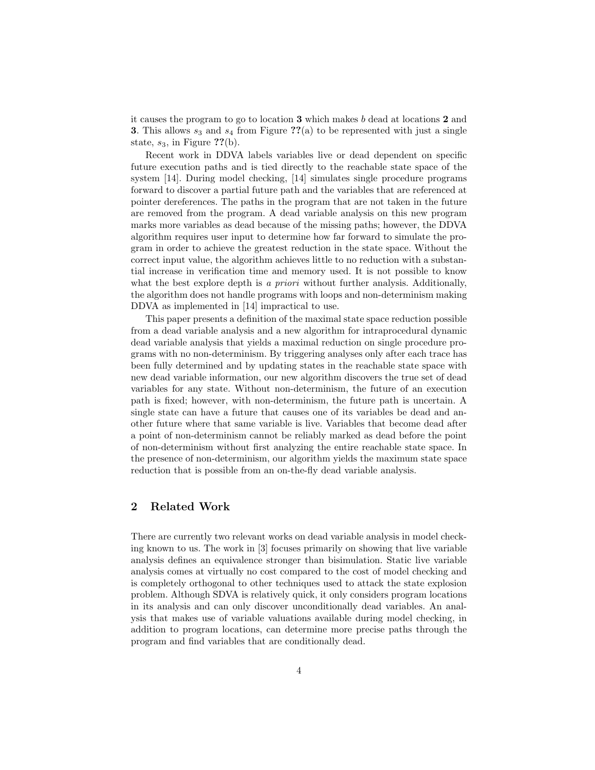it causes the program to go to location **3** which makes $b$ dead at locations **2** and **3**. This allows $s_3$ and $s_4$ from Figure **??**(a) to be represented with just a single state, $s_3$, in Figure **??**(b).

Recent work in DDVA labels variables live or dead dependent on specific future execution paths and is tied directly to the reachable state space of the system [14]. During model checking, [14] simulates single procedure programs forward to discover a partial future path and the variables that are referenced at pointer dereferences. The paths in the program that are not taken in the future are removed from the program. A dead variable analysis on this new program marks more variables as dead because of the missing paths; however, the DDVA algorithm requires user input to determine how far forward to simulate the program in order to achieve the greatest reduction in the state space. Without the correct input value, the algorithm achieves little to no reduction with a substantial increase in verification time and memory used. It is not possible to know what the best explore depth is *a priori* without further analysis. Additionally, the algorithm does not handle programs with loops and non-determinism making DDVA as implemented in [14] impractical to use.

This paper presents a definition of the maximal state space reduction possible from a dead variable analysis and a new algorithm for intraprocedural dynamic dead variable analysis that yields a maximal reduction on single procedure programs with no non-determinism. By triggering analyses only after each trace has been fully determined and by updating states in the reachable state space with new dead variable information, our new algorithm discovers the true set of dead variables for any state. Without non-determinism, the future of an execution path is fixed; however, with non-determinism, the future path is uncertain. A single state can have a future that causes one of its variables be dead and another future where that same variable is live. Variables that become dead after a point of non-determinism cannot be reliably marked as dead before the point of non-determinism without first analyzing the entire reachable state space. In the presence of non-determinism, our algorithm yields the maximum state space reduction that is possible from an on-the-fly dead variable analysis.

## 2 Related Work

There are currently two relevant works on dead variable analysis in model checking known to us. The work in [3] focuses primarily on showing that live variable analysis defines an equivalence stronger than bisimulation. Static live variable analysis comes at virtually no cost compared to the cost of model checking and is completely orthogonal to other techniques used to attack the state explosion problem. Although SDVA is relatively quick, it only considers program locations in its analysis and can only discover unconditionally dead variables. An analysis that makes use of variable valuations available during model checking, in addition to program locations, can determine more precise paths through the program and find variables that are conditionally dead.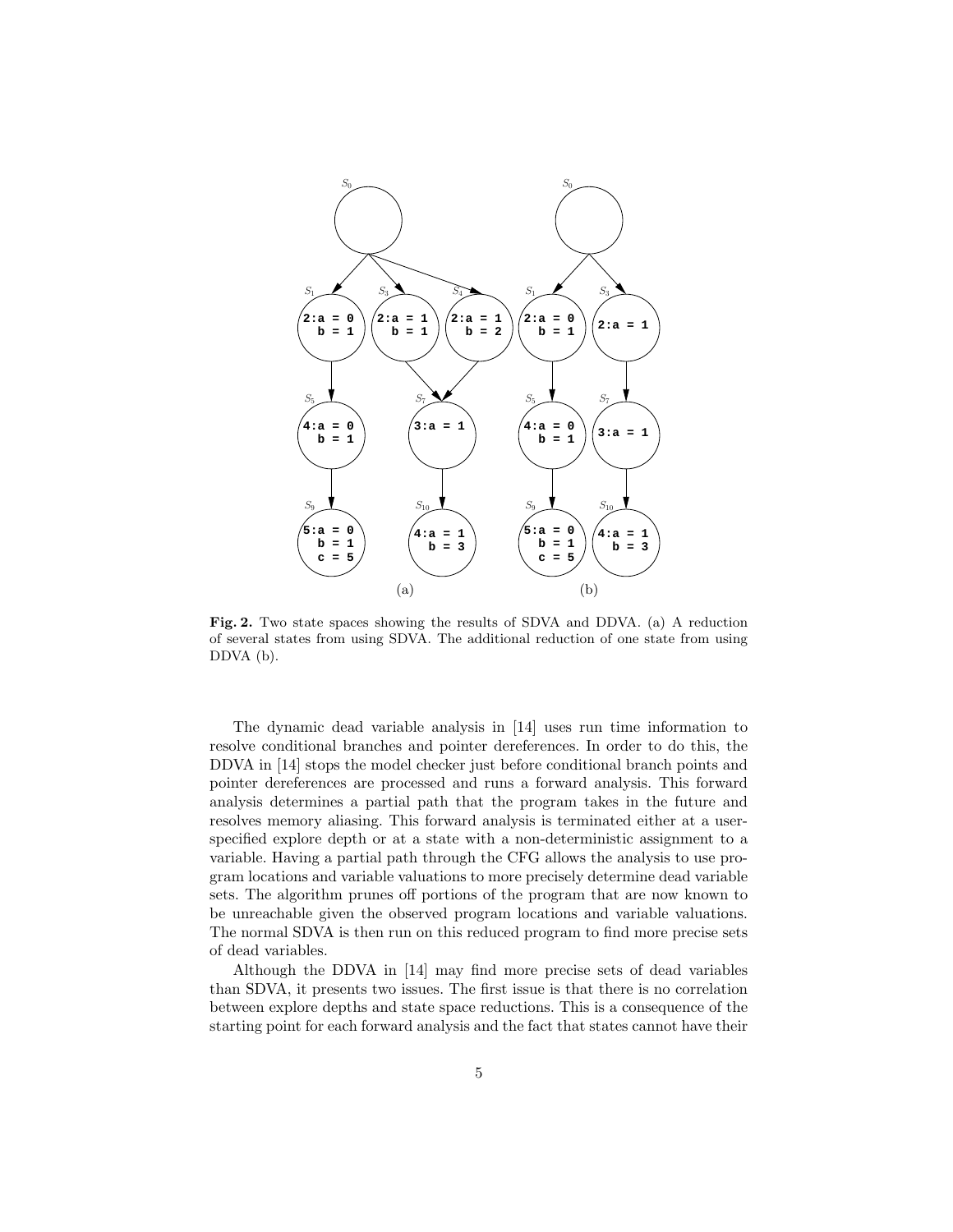**Fig. 2.** Two state spaces showing the results of SDVA and DDVA. (a) A reduction of several states from using SDVA. The additional reduction of one state from using DDVA (b).

The dynamic dead variable analysis in [14] uses run time information to resolve conditional branches and pointer dereferences. In order to do this, the DDVA in [14] stops the model checker just before conditional branch points and pointer dereferences are processed and runs a forward analysis. This forward analysis determines a partial path that the program takes in the future and resolves memory aliasing. This forward analysis is terminated either at a user-specified explore depth or at a state with a non-deterministic assignment to a variable. Having a partial path through the CFG allows the analysis to use program locations and variable valuations to more precisely determine dead variable sets. The algorithm prunes off portions of the program that are now known to be unreachable given the observed program locations and variable valuations. The normal SDVA is then run on this reduced program to find more precise sets of dead variables.

Although the DDVA in [14] may find more precise sets of dead variables than SDVA, it presents two issues. The first issue is that there is no correlation between explore depths and state space reductions. This is a consequence of the starting point for each forward analysis and the fact that states cannot have their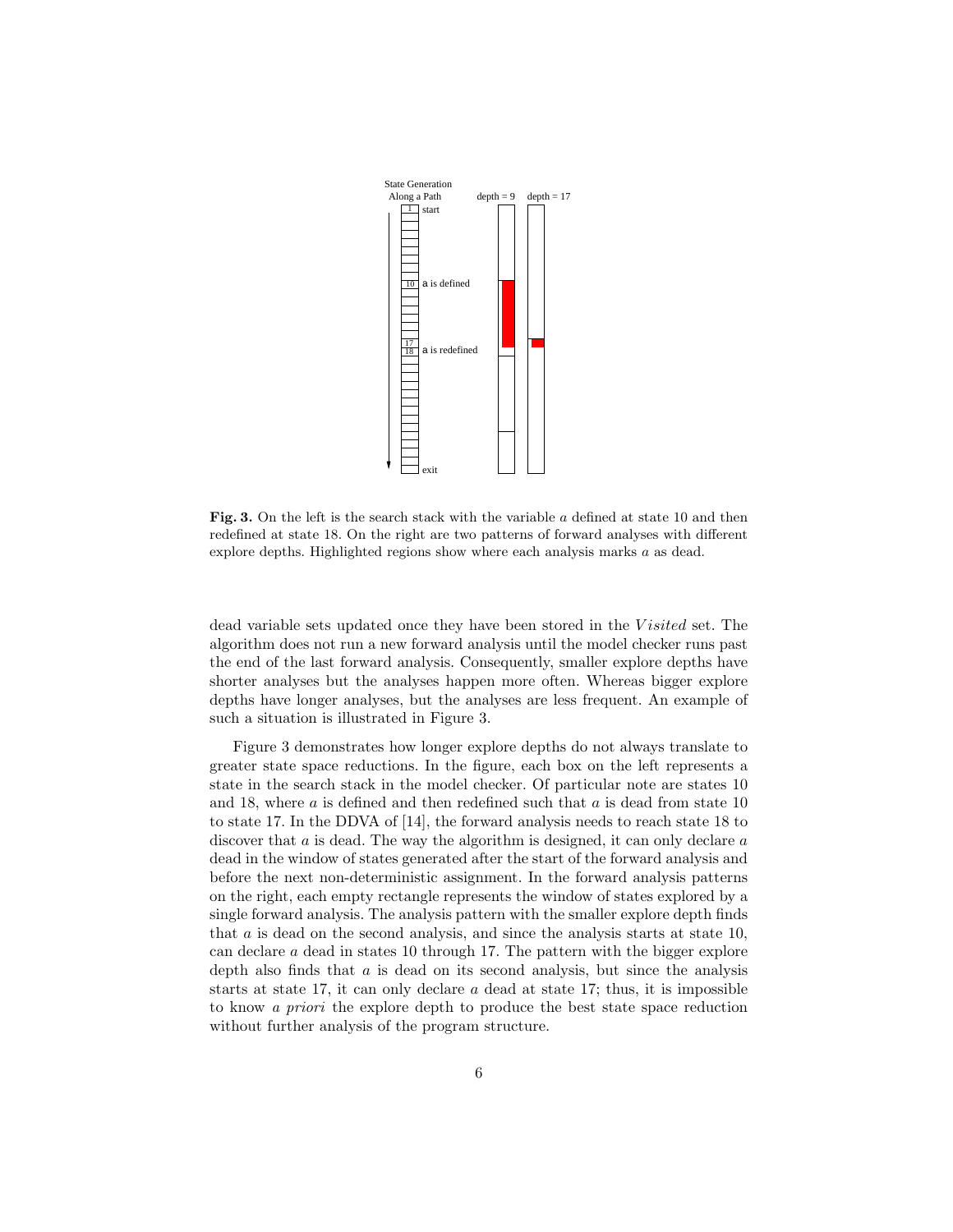**Fig. 3.** On the left is the search stack with the variable $a$ defined at state 10 and then redefined at state 18. On the right are two patterns of forward analyses with different explore depths. Highlighted regions show where each analysis marks $a$ as dead.

dead variable sets updated once they have been stored in the *Visited* set. The algorithm does not run a new forward analysis until the model checker runs past the end of the last forward analysis. Consequently, smaller explore depths have shorter analyses but the analyses happen more often. Whereas bigger explore depths have longer analyses, but the analyses are less frequent. An example of such a situation is illustrated in Figure 3.

Figure 3 demonstrates how longer explore depths do not always translate to greater state space reductions. In the figure, each box on the left represents a state in the search stack in the model checker. Of particular note are states 10 and 18, where $a$ is defined and then redefined such that $a$ is dead from state 10 to state 17. In the DDVA of [14], the forward analysis needs to reach state 18 to discover that $a$ is dead. The way the algorithm is designed, it can only declare $a$ dead in the window of states generated after the start of the forward analysis and before the next non-deterministic assignment. In the forward analysis patterns on the right, each empty rectangle represents the window of states explored by a single forward analysis. The analysis pattern with the smaller explore depth finds that $a$ is dead on the second analysis, and since the analysis starts at state 10, can declare $a$ dead in states 10 through 17. The pattern with the bigger explore depth also finds that $a$ is dead on its second analysis, but since the analysis starts at state 17, it can only declare $a$ dead at state 17; thus, it is impossible to know *a priori* the explore depth to produce the best state space reduction without further analysis of the program structure.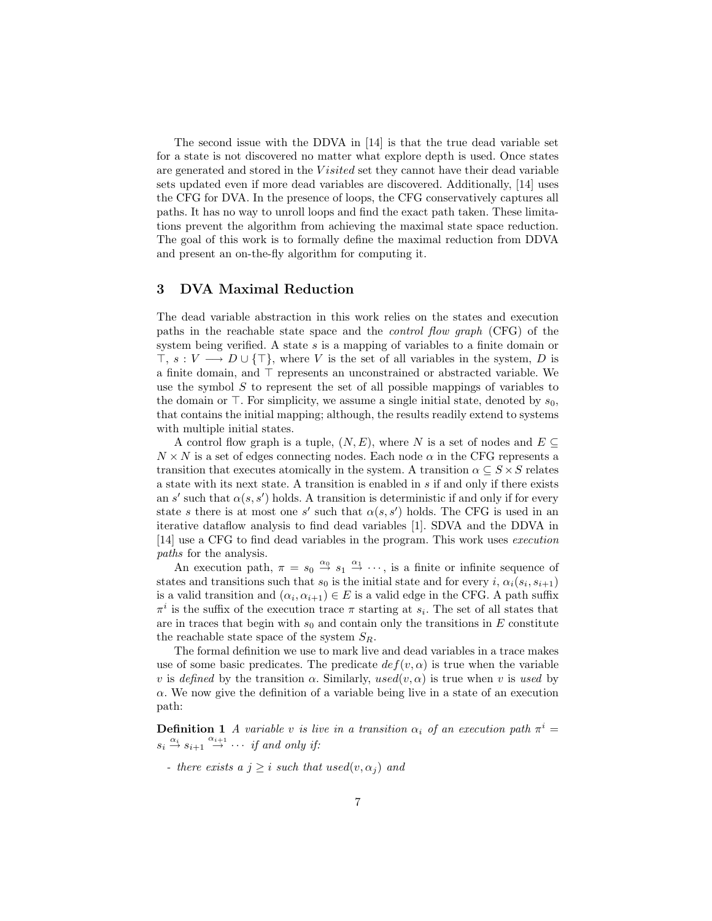The second issue with the DDVA in [14] is that the true dead variable set for a state is not discovered no matter what explore depth is used. Once states are generated and stored in the $Visited$ set they cannot have their dead variable sets updated even if more dead variables are discovered. Additionally, [14] uses the CFG for DVA. In the presence of loops, the CFG conservatively captures all paths. It has no way to unroll loops and find the exact path taken. These limitations prevent the algorithm from achieving the maximal state space reduction. The goal of this work is to formally define the maximal reduction from DDVA and present an on-the-fly algorithm for computing it.

## 3 DVA Maximal Reduction

The dead variable abstraction in this work relies on the states and execution paths in the reachable state space and the *control flow graph* (CFG) of the system being verified. A state $s$ is a mapping of variables to a finite domain or $\top$, $s : V \longrightarrow D \cup \{\top\}$, where $V$ is the set of all variables in the system, $D$ is a finite domain, and $\top$ represents an unconstrained or abstracted variable. We use the symbol $S$ to represent the set of all possible mappings of variables to the domain or $\top$. For simplicity, we assume a single initial state, denoted by $s_0$, that contains the initial mapping; although, the results readily extend to systems with multiple initial states.

A control flow graph is a tuple, $(N, E)$, where $N$ is a set of nodes and $E \subseteq N \times N$ is a set of edges connecting nodes. Each node $\alpha$ in the CFG represents a transition that executes atomically in the system. A transition $\alpha \subseteq S \times S$ relates a state with its next state. A transition is enabled in $s$ if and only if there exists an $s'$ such that $\alpha(s, s')$ holds. A transition is deterministic if and only if for every state $s$ there is at most one $s'$ such that $\alpha(s, s')$ holds. The CFG is used in an iterative dataflow analysis to find dead variables [1]. SDVA and the DDVA in [14] use a CFG to find dead variables in the program. This work uses *execution paths* for the analysis.

An execution path, $\pi = s_0 \overset{\alpha_0}{\rightarrow} s_1 \overset{\alpha_1}{\rightarrow} \cdots$, is a finite or infinite sequence of states and transitions such that $s_0$ is the initial state and for every $i$, $\alpha_i(s_i, s_{i+1})$ is a valid transition and $(\alpha_i, \alpha_{i+1}) \in E$ is a valid edge in the CFG. A path suffix $\pi^i$ is the suffix of the execution trace $\pi$ starting at $s_i$. The set of all states that are in traces that begin with $s_0$ and contain only the transitions in $E$ constitute the reachable state space of the system $S_R$.

The formal definition we use to mark live and dead variables in a trace makes use of some basic predicates. The predicate $def(v, \alpha)$ is true when the variable $v$ is *defined* by the transition $\alpha$. Similarly, $used(v, \alpha)$ is true when $v$ is *used* by $\alpha$. We now give the definition of a variable being live in a state of an execution path:

**Definition 1** *A variable $v$ is live in a transition $\alpha_i$ of an execution path $\pi^i = s_i \overset{\alpha_i}{\rightarrow} s_{i+1} \overset{\alpha_{i+1}}{\rightarrow} \cdots$ if and only if:*

- *there exists a $j \geq i$ such that $used(v, \alpha_j)$ and*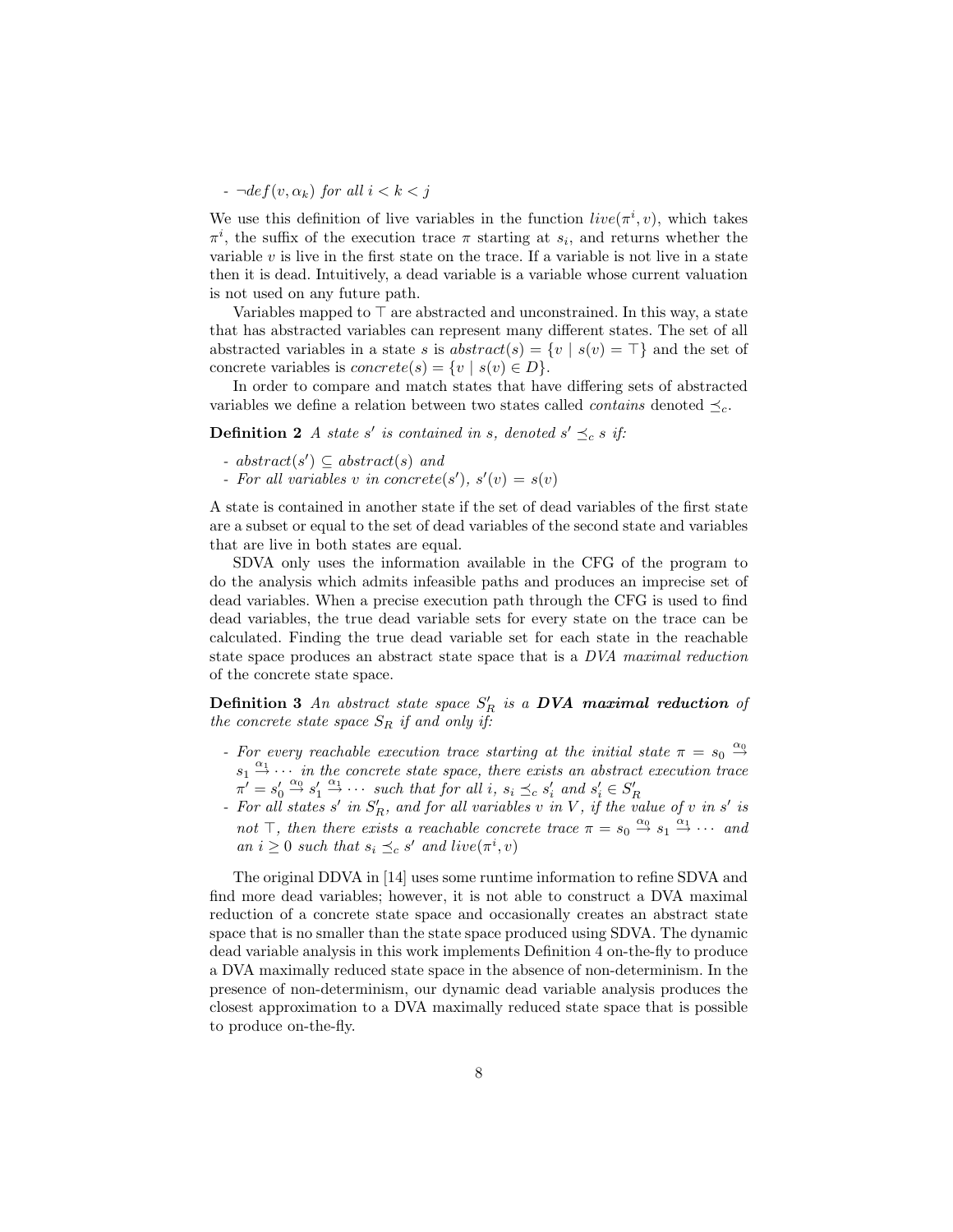- $\neg def(v, \alpha_k)$ *for all* $i < k < j$

We use this definition of live variables in the function $live(\pi^i, v)$, which takes $\pi^i$, the suffix of the execution trace $\pi$ starting at $s_i$, and returns whether the variable $v$ is live in the first state on the trace. If a variable is not live in a state then it is dead. Intuitively, a dead variable is a variable whose current valuation is not used on any future path.

Variables mapped to $\top$ are abstracted and unconstrained. In this way, a state that has abstracted variables can represent many different states. The set of all abstracted variables in a state $s$ is $abstract(s) = \{v \mid s(v) = \top\}$ and the set of concrete variables is $concrete(s) = \{v \mid s(v) \in D\}$.

In order to compare and match states that have differing sets of abstracted variables we define a relation between two states called *contains* denoted $\preceq_c$.

**Definition 2** *A state* $s'$ *is contained in* $s$*, denoted* $s' \preceq_c s$ *if:*

- $abstract(s') \subseteq abstract(s)$ *and*
- *For all variables* $v$ *in* $concrete(s')$*,* $s'(v) = s(v)$

A state is contained in another state if the set of dead variables of the first state are a subset or equal to the set of dead variables of the second state and variables that are live in both states are equal.

SDVA only uses the information available in the CFG of the program to do the analysis which admits infeasible paths and produces an imprecise set of dead variables. When a precise execution path through the CFG is used to find dead variables, the true dead variable sets for every state on the trace can be calculated. Finding the true dead variable set for each state in the reachable state space produces an abstract state space that is a *DVA maximal reduction* of the concrete state space.

**Definition 3** *An abstract state space* $S'_R$ *is a* ***DVA maximal reduction*** *of the concrete state space* $S_R$ *if and only if:*

- *For every reachable execution trace starting at the initial state* $\pi = s_0 \xrightarrow{\alpha_0} s_1 \xrightarrow{\alpha_1} \cdots$ *in the concrete state space, there exists an abstract execution trace* $\pi' = s'_0 \xrightarrow{\alpha_0} s'_1 \xrightarrow{\alpha_1} \cdots$ *such that for all* $i$*,* $s_i \preceq_c s'_i$ *and* $s'_i \in S'_R$
- *For all states* $s'$ *in* $S'_R$*, and for all variables* $v$ *in* $V$*, if the value of* $v$ *in* $s'$ *is not* $\top$*, then there exists a reachable concrete trace* $\pi = s_0 \xrightarrow{\alpha_0} s_1 \xrightarrow{\alpha_1} \cdots$ *and an* $i \geq 0$ *such that* $s_i \preceq_c s'$ *and* $live(\pi^i, v)$

The original DDVA in [14] uses some runtime information to refine SDVA and find more dead variables; however, it is not able to construct a DVA maximal reduction of a concrete state space and occasionally creates an abstract state space that is no smaller than the state space produced using SDVA. The dynamic dead variable analysis in this work implements Definition 4 on-the-fly to produce a DVA maximally reduced state space in the absence of non-determinism. In the presence of non-determinism, our dynamic dead variable analysis produces the closest approximation to a DVA maximally reduced state space that is possible to produce on-the-fly.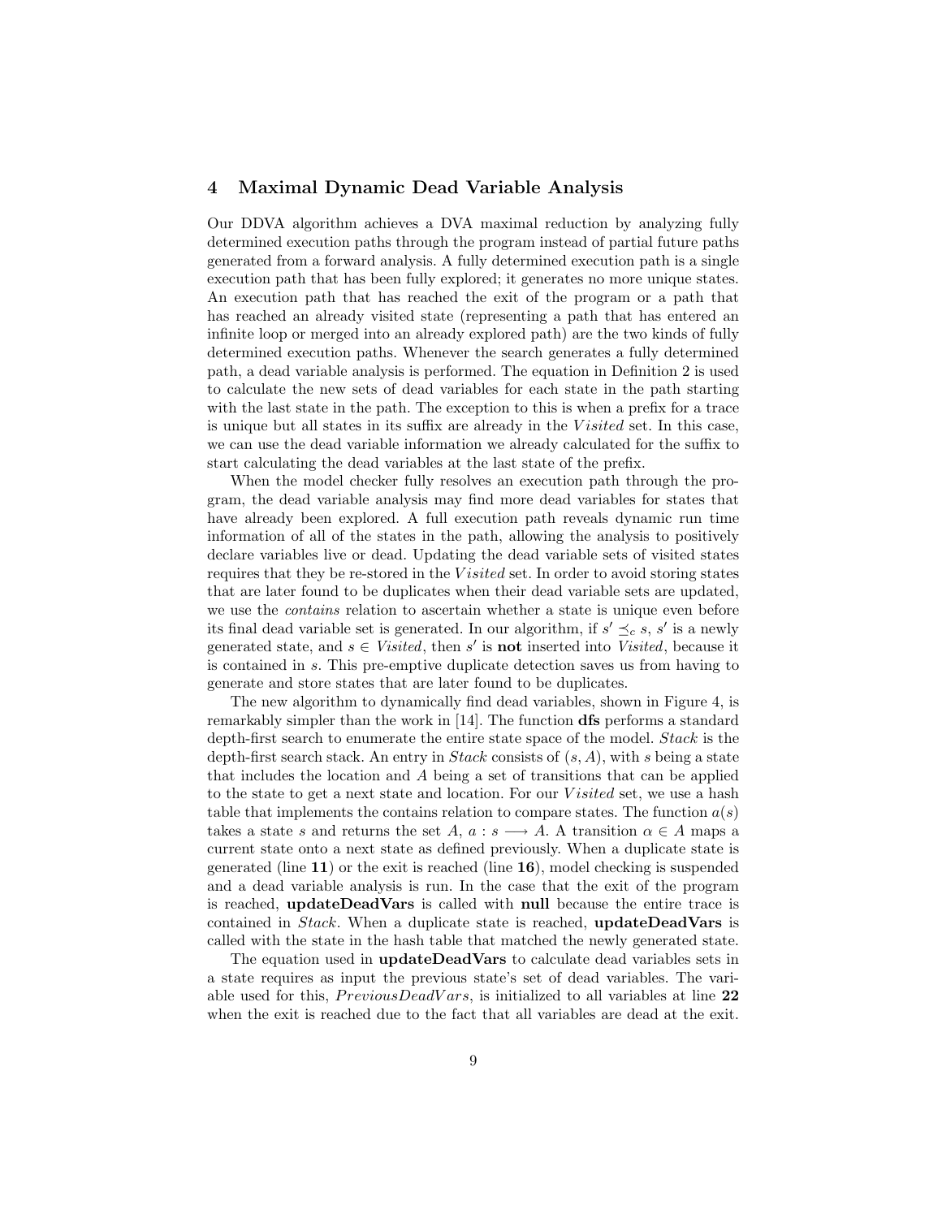## 4 Maximal Dynamic Dead Variable Analysis

Our DDVA algorithm achieves a DVA maximal reduction by analyzing fully determined execution paths through the program instead of partial future paths generated from a forward analysis. A fully determined execution path is a single execution path that has been fully explored; it generates no more unique states. An execution path that has reached the exit of the program or a path that has reached an already visited state (representing a path that has entered an infinite loop or merged into an already explored path) are the two kinds of fully determined execution paths. Whenever the search generates a fully determined path, a dead variable analysis is performed. The equation in Definition 2 is used to calculate the new sets of dead variables for each state in the path starting with the last state in the path. The exception to this is when a prefix for a trace is unique but all states in its suffix are already in the $Visited$ set. In this case, we can use the dead variable information we already calculated for the suffix to start calculating the dead variables at the last state of the prefix.

When the model checker fully resolves an execution path through the program, the dead variable analysis may find more dead variables for states that have already been explored. A full execution path reveals dynamic run time information of all of the states in the path, allowing the analysis to positively declare variables live or dead. Updating the dead variable sets of visited states requires that they be re-stored in the $Visited$ set. In order to avoid storing states that are later found to be duplicates when their dead variable sets are updated, we use the *contains* relation to ascertain whether a state is unique even before its final dead variable set is generated. In our algorithm, if $s' \preceq_c s$, $s'$ is a newly generated state, and $s \in Visited$, then $s'$ is **not** inserted into $Visited$, because it is contained in $s$. This pre-emptive duplicate detection saves us from having to generate and store states that are later found to be duplicates.

The new algorithm to dynamically find dead variables, shown in Figure 4, is remarkably simpler than the work in [14]. The function **dfs** performs a standard depth-first search to enumerate the entire state space of the model. *Stack* is the depth-first search stack. An entry in *Stack* consists of $(s, A)$, with $s$ being a state that includes the location and $A$ being a set of transitions that can be applied to the state to get a next state and location. For our $Visited$ set, we use a hash table that implements the contains relation to compare states. The function $a(s)$ takes a state $s$ and returns the set $A$, $a : s \longrightarrow A$. A transition $\alpha \in A$ maps a current state onto a next state as defined previously. When a duplicate state is generated (line **11**) or the exit is reached (line **16**), model checking is suspended and a dead variable analysis is run. In the case that the exit of the program is reached, **updateDeadVars** is called with **null** because the entire trace is contained in *Stack*. When a duplicate state is reached, **updateDeadVars** is called with the state in the hash table that matched the newly generated state.

The equation used in **updateDeadVars** to calculate dead variables sets in a state requires as input the previous state's set of dead variables. The variable used for this, $PreviousDeadVars$, is initialized to all variables at line **22** when the exit is reached due to the fact that all variables are dead at the exit.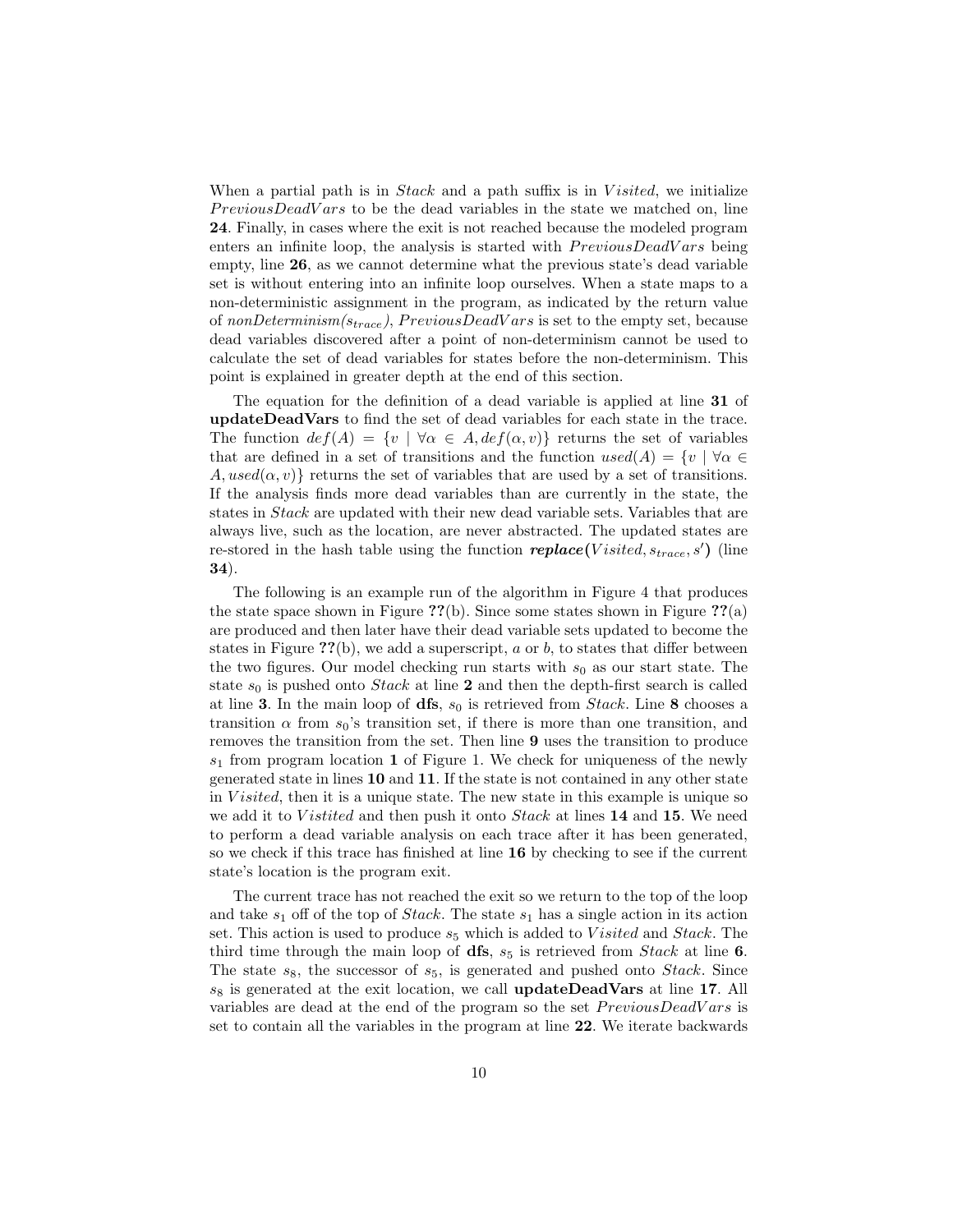When a partial path is in *Stack* and a path suffix is in *Visited*, we initialize *PreviousDeadVars* to be the dead variables in the state we matched on, line **24**. Finally, in cases where the exit is not reached because the modeled program enters an infinite loop, the analysis is started with *PreviousDeadVars* being empty, line **26**, as we cannot determine what the previous state's dead variable set is without entering into an infinite loop ourselves. When a state maps to a non-deterministic assignment in the program, as indicated by the return value of *nonDeterminism($s_{trace}$)*, *PreviousDeadVars* is set to the empty set, because dead variables discovered after a point of non-determinism cannot be used to calculate the set of dead variables for states before the non-determinism. This point is explained in greater depth at the end of this section.

The equation for the definition of a dead variable is applied at line **31** of **updateDeadVars** to find the set of dead variables for each state in the trace. The function $def(A) = \{v \mid \forall \alpha \in A, def(\alpha, v)\}$ returns the set of variables that are defined in a set of transitions and the function $used(A) = \{v \mid \forall \alpha \in A, used(\alpha, v)\}$ returns the set of variables that are used by a set of transitions. If the analysis finds more dead variables than are currently in the state, the states in *Stack* are updated with their new dead variable sets. Variables that are always live, such as the location, are never abstracted. The updated states are re-stored in the hash table using the function ***replace***($Visited, s_{trace}, s'$) (line **34**).

The following is an example run of the algorithm in Figure 4 that produces the state space shown in Figure **??**(b). Since some states shown in Figure **??**(a) are produced and then later have their dead variable sets updated to become the states in Figure **??**(b), we add a superscript, *a* or *b*, to states that differ between the two figures. Our model checking run starts with $s_0$ as our start state. The state $s_0$ is pushed onto *Stack* at line **2** and then the depth-first search is called at line **3**. In the main loop of **dfs**, $s_0$ is retrieved from *Stack*. Line **8** chooses a transition $\alpha$ from $s_0$'s transition set, if there is more than one transition, and removes the transition from the set. Then line **9** uses the transition to produce $s_1$ from program location **1** of Figure 1. We check for uniqueness of the newly generated state in lines **10** and **11**. If the state is not contained in any other state in *Visited*, then it is a unique state. The new state in this example is unique so we add it to *Vistited* and then push it onto *Stack* at lines **14** and **15**. We need to perform a dead variable analysis on each trace after it has been generated, so we check if this trace has finished at line **16** by checking to see if the current state's location is the program exit.

The current trace has not reached the exit so we return to the top of the loop and take $s_1$ off of the top of *Stack*. The state $s_1$ has a single action in its action set. This action is used to produce $s_5$ which is added to *Visited* and *Stack*. The third time through the main loop of **dfs**, $s_5$ is retrieved from *Stack* at line **6**. The state $s_8$, the successor of $s_5$, is generated and pushed onto *Stack*. Since $s_8$ is generated at the exit location, we call **updateDeadVars** at line **17**. All variables are dead at the end of the program so the set *PreviousDeadVars* is set to contain all the variables in the program at line **22**. We iterate backwards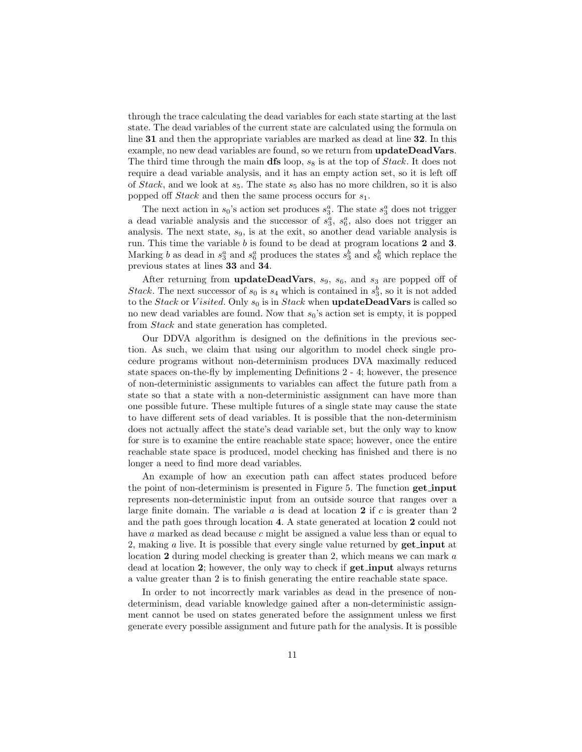through the trace calculating the dead variables for each state starting at the last state. The dead variables of the current state are calculated using the formula on line **31** and then the appropriate variables are marked as dead at line **32**. In this example, no new dead variables are found, so we return from **updateDeadVars**. The third time through the main **dfs** loop, $s_8$ is at the top of *Stack*. It does not require a dead variable analysis, and it has an empty action set, so it is left off of *Stack*, and we look at $s_5$. The state $s_5$ also has no more children, so it is also popped off *Stack* and then the same process occurs for $s_1$.

The next action in $s_0$'s action set produces $s_3^a$. The state $s_3^a$ does not trigger a dead variable analysis and the successor of $s_3^a$, $s_6^a$, also does not trigger an analysis. The next state, $s_9$, is at the exit, so another dead variable analysis is run. This time the variable $b$ is found to be dead at program locations **2** and **3**. Marking $b$ as dead in $s_3^a$ and $s_6^a$ produces the states $s_3^b$ and $s_6^b$ which replace the previous states at lines **33** and **34**.

After returning from **updateDeadVars**, $s_9$, $s_6$, and $s_3$ are popped off of *Stack*. The next successor of $s_0$ is $s_4$ which is contained in $s_3^b$, so it is not added to the *Stack* or *Visited*. Only $s_0$ is in *Stack* when **updateDeadVars** is called so no new dead variables are found. Now that $s_0$'s action set is empty, it is popped from *Stack* and state generation has completed.

Our DDVA algorithm is designed on the definitions in the previous section. As such, we claim that using our algorithm to model check single procedure programs without non-determinism produces DVA maximally reduced state spaces on-the-fly by implementing Definitions 2 - 4; however, the presence of non-deterministic assignments to variables can affect the future path from a state so that a state with a non-deterministic assignment can have more than one possible future. These multiple futures of a single state may cause the state to have different sets of dead variables. It is possible that the non-determinism does not actually affect the state's dead variable set, but the only way to know for sure is to examine the entire reachable state space; however, once the entire reachable state space is produced, model checking has finished and there is no longer a need to find more dead variables.

An example of how an execution path can affect states produced before the point of non-determinism is presented in Figure 5. The function **get_input** represents non-deterministic input from an outside source that ranges over a large finite domain. The variable $a$ is dead at location **2** if $c$ is greater than 2 and the path goes through location **4**. A state generated at location **2** could not have $a$ marked as dead because $c$ might be assigned a value less than or equal to 2, making $a$ live. It is possible that every single value returned by **get_input** at location **2** during model checking is greater than 2, which means we can mark $a$ dead at location **2**; however, the only way to check if **get_input** always returns a value greater than 2 is to finish generating the entire reachable state space.

In order to not incorrectly mark variables as dead in the presence of non-determinism, dead variable knowledge gained after a non-deterministic assignment cannot be used on states generated before the assignment unless we first generate every possible assignment and future path for the analysis. It is possible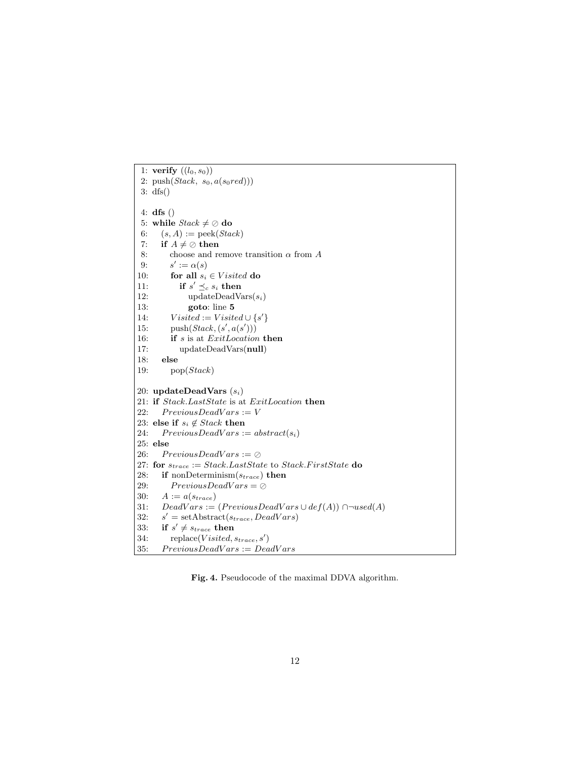```
1: verify ((l0, s0))
2: push(Stack, s0, a(s0red)))
3: dfs()

4: dfs ()
5: while Stack ≠ ⊘ do
6:    (s, A) := peek(Stack)
7:    if A ≠ ⊘ then
8:       choose and remove transition α from A
9:       s' := α(s)
10:      for all s_i ∈ Visited do
11:         if s' ⪯_c s_i then
12:            updateDeadVars(s_i)
13:            goto: line 5
14:      Visited := Visited ∪ {s'}
15:      push(Stack, (s', a(s')))
16:      if s is at ExitLocation then
17:         updateDeadVars(null)
18:   else
19:      pop(Stack)

20: updateDeadVars (s_i)
21: if Stack.LastState is at ExitLocation then
22:    PreviousDeadVars := V
23: else if s_i ∉ Stack then
24:    PreviousDeadVars := abstract(s_i)
25: else
26:    PreviousDeadVars := ⊘
27: for s_trace := Stack.LastState to Stack.FirstState do
28:    if nonDeterminism(s_trace) then
29:       PreviousDeadVars = ⊘
30:    A := a(s_trace)
31:    DeadVars := (PreviousDeadVars ∪ def(A)) ∩¬used(A)
32:    s' = setAbstract(s_trace, DeadVars)
33:    if s' ≠ s_trace then
34:       replace(Visited, s_trace, s')
35:    PreviousDeadVars := DeadVars
```

**Fig. 4.** Pseudocode of the maximal DDVA algorithm.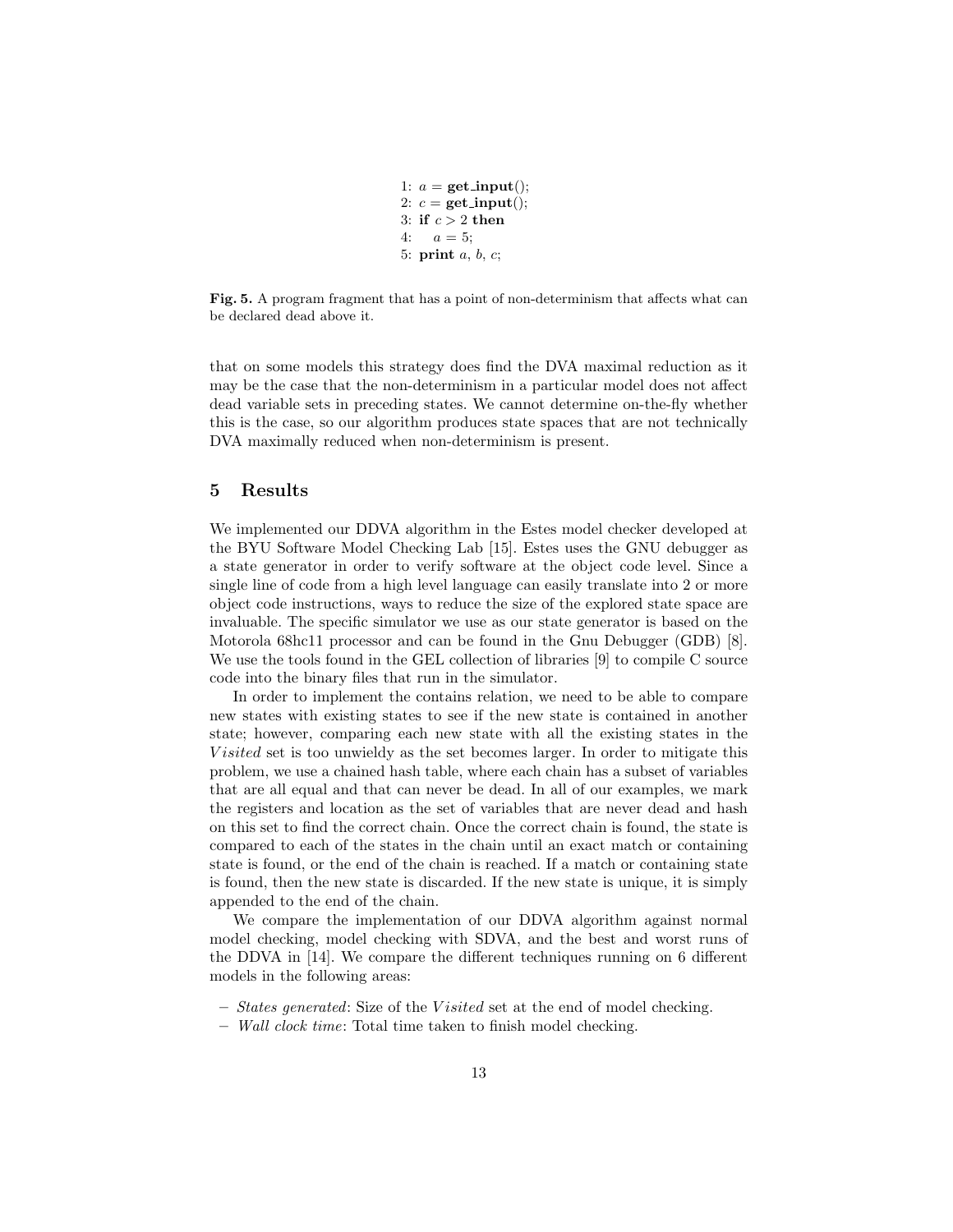```
1: a = get_input();
2: c = get_input();
3: if c > 2 then
4:    a = 5;
5: print a, b, c;
```

**Fig. 5.** A program fragment that has a point of non-determinism that affects what can be declared dead above it.

that on some models this strategy does find the DVA maximal reduction as it may be the case that the non-determinism in a particular model does not affect dead variable sets in preceding states. We cannot determine on-the-fly whether this is the case, so our algorithm produces state spaces that are not technically DVA maximally reduced when non-determinism is present.

## 5 Results

We implemented our DDVA algorithm in the Estes model checker developed at the BYU Software Model Checking Lab [15]. Estes uses the GNU debugger as a state generator in order to verify software at the object code level. Since a single line of code from a high level language can easily translate into 2 or more object code instructions, ways to reduce the size of the explored state space are invaluable. The specific simulator we use as our state generator is based on the Motorola 68hc11 processor and can be found in the Gnu Debugger (GDB) [8]. We use the tools found in the GEL collection of libraries [9] to compile C source code into the binary files that run in the simulator.

In order to implement the contains relation, we need to be able to compare new states with existing states to see if the new state is contained in another state; however, comparing each new state with all the existing states in the $Visited$ set is too unwieldy as the set becomes larger. In order to mitigate this problem, we use a chained hash table, where each chain has a subset of variables that are all equal and that can never be dead. In all of our examples, we mark the registers and location as the set of variables that are never dead and hash on this set to find the correct chain. Once the correct chain is found, the state is compared to each of the states in the chain until an exact match or containing state is found, or the end of the chain is reached. If a match or containing state is found, then the new state is discarded. If the new state is unique, it is simply appended to the end of the chain.

We compare the implementation of our DDVA algorithm against normal model checking, model checking with SDVA, and the best and worst runs of the DDVA in [14]. We compare the different techniques running on 6 different models in the following areas:

- *States generated*: Size of the $Visited$ set at the end of model checking.
- *Wall clock time*: Total time taken to finish model checking.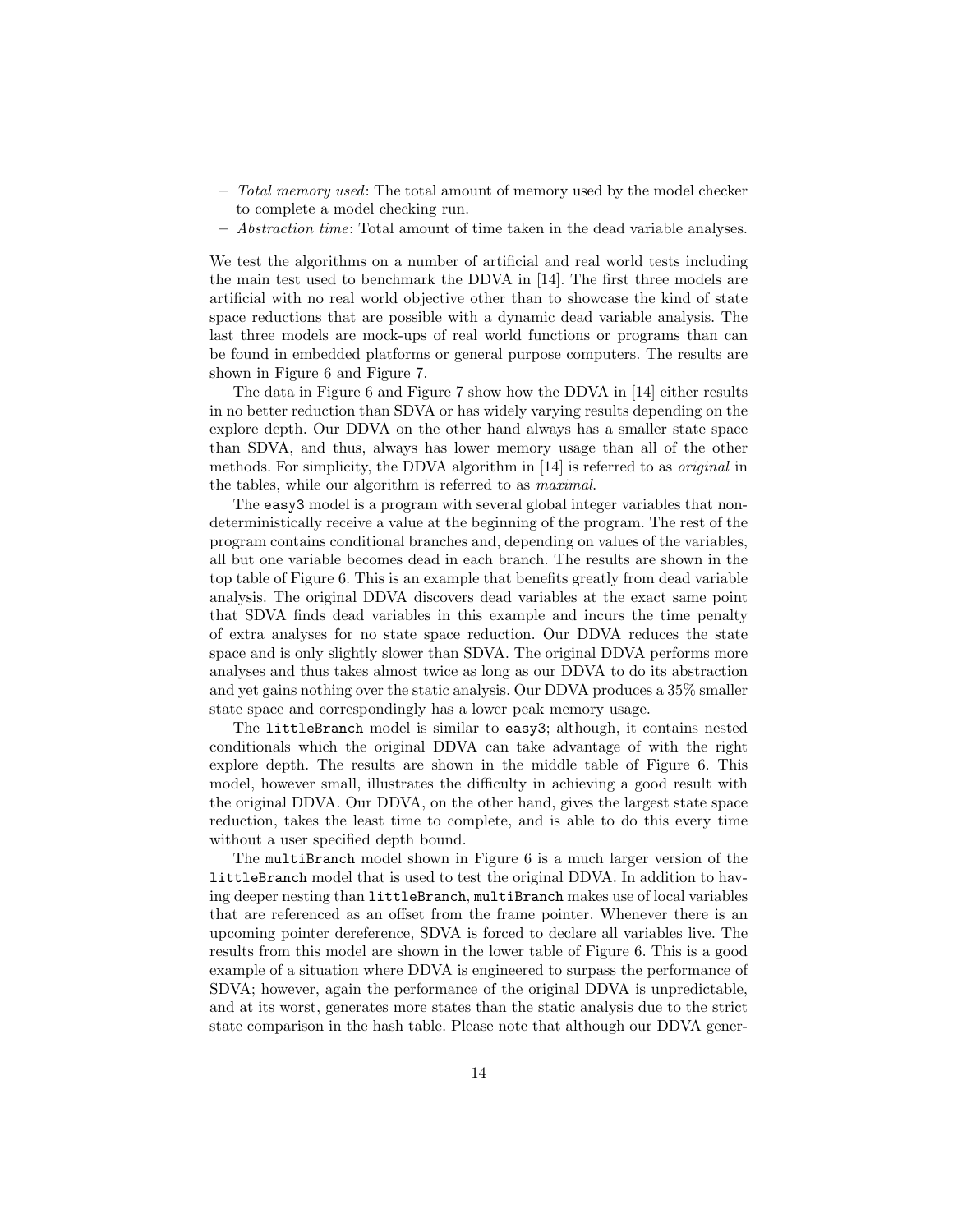- *Total memory used*: The total amount of memory used by the model checker to complete a model checking run.
- *Abstraction time*: Total amount of time taken in the dead variable analyses.

We test the algorithms on a number of artificial and real world tests including the main test used to benchmark the DDVA in [14]. The first three models are artificial with no real world objective other than to showcase the kind of state space reductions that are possible with a dynamic dead variable analysis. The last three models are mock-ups of real world functions or programs than can be found in embedded platforms or general purpose computers. The results are shown in Figure 6 and Figure 7.

The data in Figure 6 and Figure 7 show how the DDVA in [14] either results in no better reduction than SDVA or has widely varying results depending on the explore depth. Our DDVA on the other hand always has a smaller state space than SDVA, and thus, always has lower memory usage than all of the other methods. For simplicity, the DDVA algorithm in [14] is referred to as *original* in the tables, while our algorithm is referred to as *maximal*.

The `easy3` model is a program with several global integer variables that nondeterministically receive a value at the beginning of the program. The rest of the program contains conditional branches and, depending on values of the variables, all but one variable becomes dead in each branch. The results are shown in the top table of Figure 6. This is an example that benefits greatly from dead variable analysis. The original DDVA discovers dead variables at the exact same point that SDVA finds dead variables in this example and incurs the time penalty of extra analyses for no state space reduction. Our DDVA reduces the state space and is only slightly slower than SDVA. The original DDVA performs more analyses and thus takes almost twice as long as our DDVA to do its abstraction and yet gains nothing over the static analysis. Our DDVA produces a 35% smaller state space and correspondingly has a lower peak memory usage.

The `littleBranch` model is similar to `easy3`; although, it contains nested conditionals which the original DDVA can take advantage of with the right explore depth. The results are shown in the middle table of Figure 6. This model, however small, illustrates the difficulty in achieving a good result with the original DDVA. Our DDVA, on the other hand, gives the largest state space reduction, takes the least time to complete, and is able to do this every time without a user specified depth bound.

The `multiBranch` model shown in Figure 6 is a much larger version of the `littleBranch` model that is used to test the original DDVA. In addition to having deeper nesting than `littleBranch`, `multiBranch` makes use of local variables that are referenced as an offset from the frame pointer. Whenever there is an upcoming pointer dereference, SDVA is forced to declare all variables live. The results from this model are shown in the lower table of Figure 6. This is a good example of a situation where DDVA is engineered to surpass the performance of SDVA; however, again the performance of the original DDVA is unpredictable, and at its worst, generates more states than the static analysis due to the strict state comparison in the hash table. Please note that although our DDVA gener-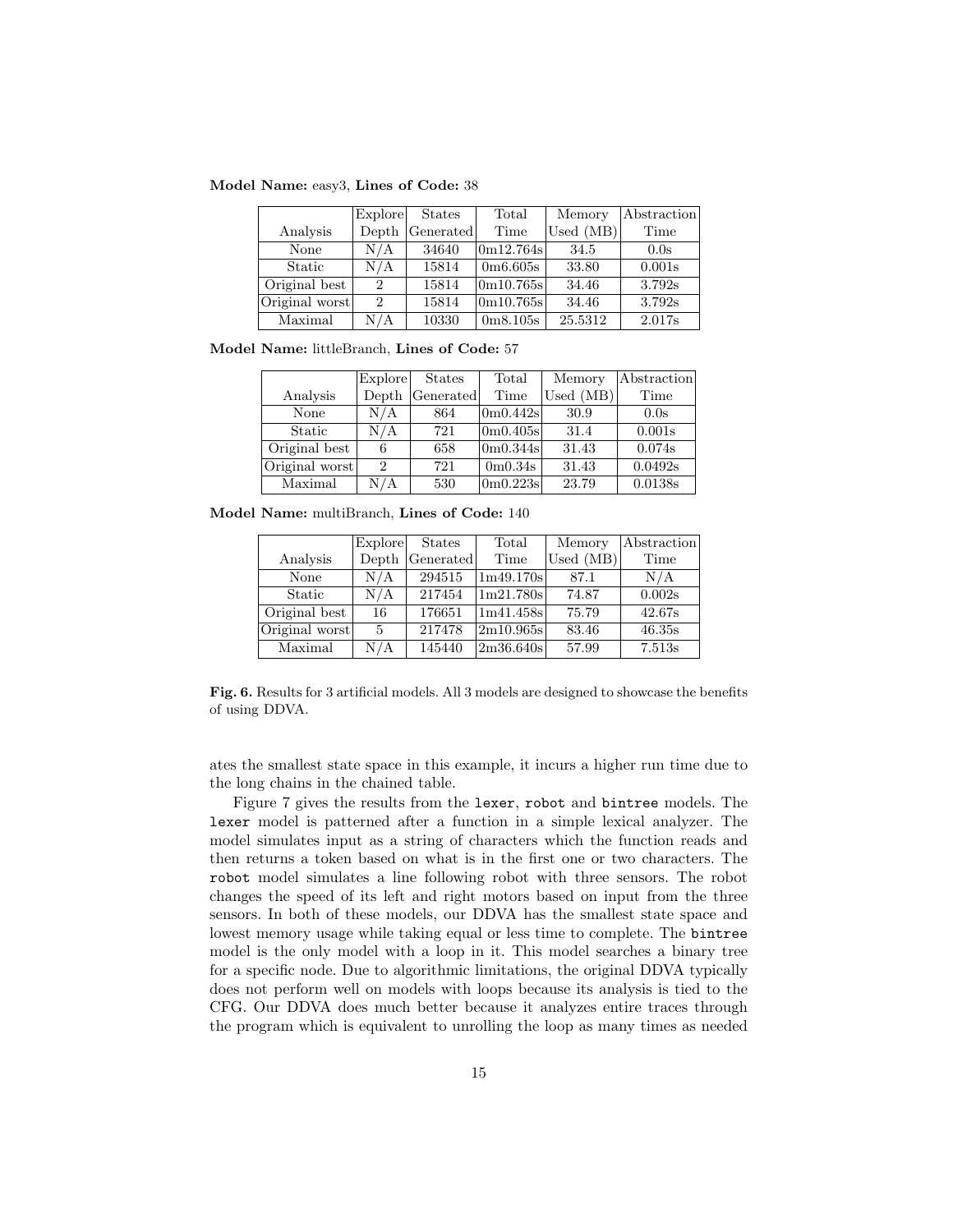**Model Name:** easy3, **Lines of Code:** 38

| Analysis | Explore Depth | States Generated | Total Time | Memory Used (MB) | Abstraction Time |
|---|---|---|---|---|---|
| None | N/A | 34640 | 0m12.764s | 34.5 | 0.0s |
| Static | N/A | 15814 | 0m6.605s | 33.80 | 0.001s |
| Original best | 2 | 15814 | 0m10.765s | 34.46 | 3.792s |
| Original worst | 2 | 15814 | 0m10.765s | 34.46 | 3.792s |
| Maximal | N/A | 10330 | 0m8.105s | 25.5312 | 2.017s |

**Model Name:** littleBranch, **Lines of Code:** 57

| Analysis | Explore Depth | States Generated | Total Time | Memory Used (MB) | Abstraction Time |
|---|---|---|---|---|---|
| None | N/A | 864 | 0m0.442s | 30.9 | 0.0s |
| Static | N/A | 721 | 0m0.405s | 31.4 | 0.001s |
| Original best | 6 | 658 | 0m0.344s | 31.43 | 0.074s |
| Original worst | 2 | 721 | 0m0.34s | 31.43 | 0.0492s |
| Maximal | N/A | 530 | 0m0.223s | 23.79 | 0.0138s |

**Model Name:** multiBranch, **Lines of Code:** 140

| Analysis | Explore Depth | States Generated | Total Time | Memory Used (MB) | Abstraction Time |
|---|---|---|---|---|---|
| None | N/A | 294515 | 1m49.170s | 87.1 | N/A |
| Static | N/A | 217454 | 1m21.780s | 74.87 | 0.002s |
| Original best | 16 | 176651 | 1m41.458s | 75.79 | 42.67s |
| Original worst | 5 | 217478 | 2m10.965s | 83.46 | 46.35s |
| Maximal | N/A | 145440 | 2m36.640s | 57.99 | 7.513s |

**Fig. 6.** Results for 3 artificial models. All 3 models are designed to showcase the benefits of using DDVA.

ates the smallest state space in this example, it incurs a higher run time due to the long chains in the chained table.

Figure 7 gives the results from the `lexer`, `robot` and `bintree` models. The `lexer` model is patterned after a function in a simple lexical analyzer. The model simulates input as a string of characters which the function reads and then returns a token based on what is in the first one or two characters. The `robot` model simulates a line following robot with three sensors. The robot changes the speed of its left and right motors based on input from the three sensors. In both of these models, our DDVA has the smallest state space and lowest memory usage while taking equal or less time to complete. The `bintree` model is the only model with a loop in it. This model searches a binary tree for a specific node. Due to algorithmic limitations, the original DDVA typically does not perform well on models with loops because its analysis is tied to the CFG. Our DDVA does much better because it analyzes entire traces through the program which is equivalent to unrolling the loop as many times as needed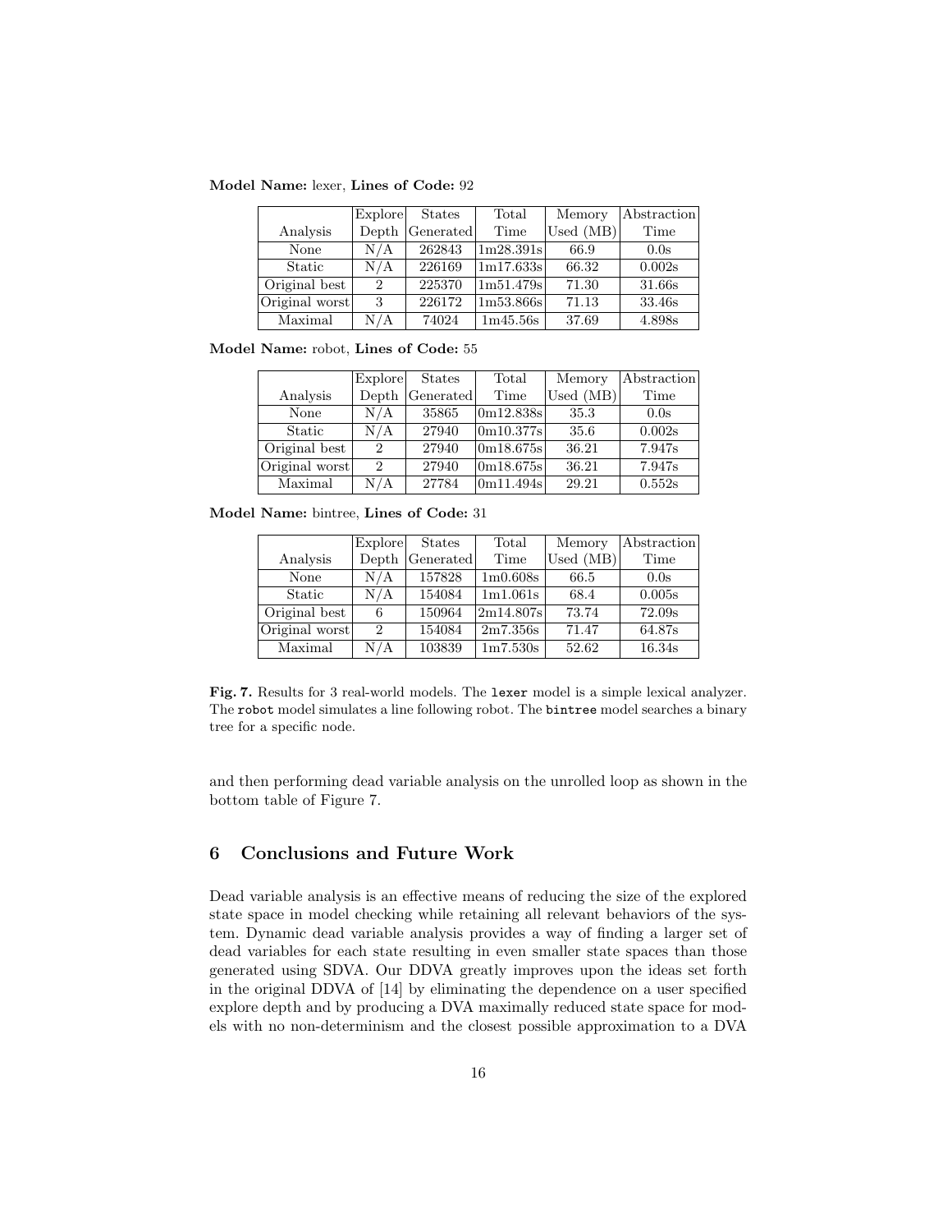**Model Name:** lexer, **Lines of Code:** 92

| Analysis | Explore Depth | States Generated | Total Time | Memory Used (MB) | Abstraction Time |
|---|---|---|---|---|---|
| None | N/A | 262843 | 1m28.391s | 66.9 | 0.0s |
| Static | N/A | 226169 | 1m17.633s | 66.32 | 0.002s |
| Original best | 2 | 225370 | 1m51.479s | 71.30 | 31.66s |
| Original worst | 3 | 226172 | 1m53.866s | 71.13 | 33.46s |
| Maximal | N/A | 74024 | 1m45.56s | 37.69 | 4.898s |

**Model Name:** robot, **Lines of Code:** 55

| Analysis | Explore Depth | States Generated | Total Time | Memory Used (MB) | Abstraction Time |
|---|---|---|---|---|---|
| None | N/A | 35865 | 0m12.838s | 35.3 | 0.0s |
| Static | N/A | 27940 | 0m10.377s | 35.6 | 0.002s |
| Original best | 2 | 27940 | 0m18.675s | 36.21 | 7.947s |
| Original worst | 2 | 27940 | 0m18.675s | 36.21 | 7.947s |
| Maximal | N/A | 27784 | 0m11.494s | 29.21 | 0.552s |

**Model Name:** bintree, **Lines of Code:** 31

| Analysis | Explore Depth | States Generated | Total Time | Memory Used (MB) | Abstraction Time |
|---|---|---|---|---|---|
| None | N/A | 157828 | 1m0.608s | 66.5 | 0.0s |
| Static | N/A | 154084 | 1m1.061s | 68.4 | 0.005s |
| Original best | 6 | 150964 | 2m14.807s | 73.74 | 72.09s |
| Original worst | 2 | 154084 | 2m7.356s | 71.47 | 64.87s |
| Maximal | N/A | 103839 | 1m7.530s | 52.62 | 16.34s |

**Fig. 7.** Results for 3 real-world models. The `lexer` model is a simple lexical analyzer. The `robot` model simulates a line following robot. The `bintree` model searches a binary tree for a specific node.

and then performing dead variable analysis on the unrolled loop as shown in the bottom table of Figure 7.

## 6 Conclusions and Future Work

Dead variable analysis is an effective means of reducing the size of the explored state space in model checking while retaining all relevant behaviors of the system. Dynamic dead variable analysis provides a way of finding a larger set of dead variables for each state resulting in even smaller state spaces than those generated using SDVA. Our DDVA greatly improves upon the ideas set forth in the original DDVA of [14] by eliminating the dependence on a user specified explore depth and by producing a DVA maximally reduced state space for models with no non-determinism and the closest possible approximation to a DVA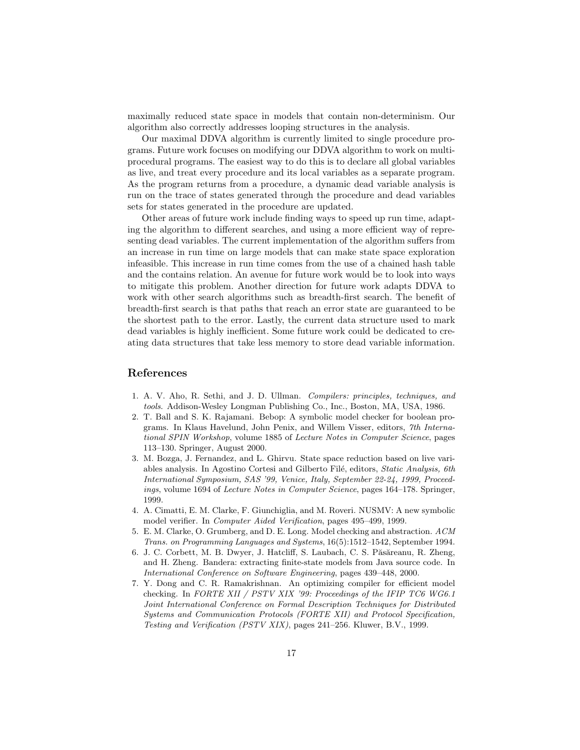maximally reduced state space in models that contain non-determinism. Our algorithm also correctly addresses looping structures in the analysis.

Our maximal DDVA algorithm is currently limited to single procedure programs. Future work focuses on modifying our DDVA algorithm to work on multi-procedural programs. The easiest way to do this is to declare all global variables as live, and treat every procedure and its local variables as a separate program. As the program returns from a procedure, a dynamic dead variable analysis is run on the trace of states generated through the procedure and dead variables sets for states generated in the procedure are updated.

Other areas of future work include finding ways to speed up run time, adapting the algorithm to different searches, and using a more efficient way of representing dead variables. The current implementation of the algorithm suffers from an increase in run time on large models that can make state space exploration infeasible. This increase in run time comes from the use of a chained hash table and the contains relation. An avenue for future work would be to look into ways to mitigate this problem. Another direction for future work adapts DDVA to work with other search algorithms such as breadth-first search. The benefit of breadth-first search is that paths that reach an error state are guaranteed to be the shortest path to the error. Lastly, the current data structure used to mark dead variables is highly inefficient. Some future work could be dedicated to creating data structures that take less memory to store dead variable information.

## References

1. A. V. Aho, R. Sethi, and J. D. Ullman. *Compilers: principles, techniques, and tools.* Addison-Wesley Longman Publishing Co., Inc., Boston, MA, USA, 1986.
2. T. Ball and S. K. Rajamani. Bebop: A symbolic model checker for boolean programs. In Klaus Havelund, John Penix, and Willem Visser, editors, *7th International SPIN Workshop*, volume 1885 of *Lecture Notes in Computer Science*, pages 113–130. Springer, August 2000.
3. M. Bozga, J. Fernandez, and L. Ghirvu. State space reduction based on live variables analysis. In Agostino Cortesi and Gilberto Filé, editors, *Static Analysis, 6th International Symposium, SAS '99, Venice, Italy, September 22-24, 1999, Proceedings*, volume 1694 of *Lecture Notes in Computer Science*, pages 164–178. Springer, 1999.
4. A. Cimatti, E. M. Clarke, F. Giunchiglia, and M. Roveri. NUSMV: A new symbolic model verifier. In *Computer Aided Verification*, pages 495–499, 1999.
5. E. M. Clarke, O. Grumberg, and D. E. Long. Model checking and abstraction. *ACM Trans. on Programming Languages and Systems*, 16(5):1512–1542, September 1994.
6. J. C. Corbett, M. B. Dwyer, J. Hatcliff, S. Laubach, C. S. Păsăreanu, R. Zheng, and H. Zheng. Bandera: extracting finite-state models from Java source code. In *International Conference on Software Engineering*, pages 439–448, 2000.
7. Y. Dong and C. R. Ramakrishnan. An optimizing compiler for efficient model checking. In *FORTE XII / PSTV XIX '99: Proceedings of the IFIP TC6 WG6.1 Joint International Conference on Formal Description Techniques for Distributed Systems and Communication Protocols (FORTE XII) and Protocol Specification, Testing and Verification (PSTV XIX)*, pages 241–256. Kluwer, B.V., 1999.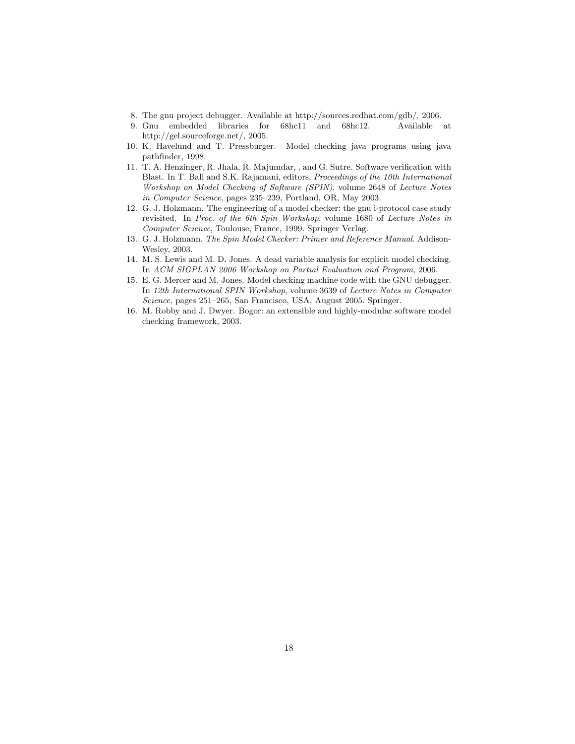8. The gnu project debugger. Available at http://sources.redhat.com/gdb/, 2006.
9. Gnu embedded libraries for 68hc11 and 68hc12. Available at http://gel.sourceforge.net/, 2005.
10. K. Havelund and T. Pressburger. Model checking java programs using java pathfinder, 1998.
11. T. A. Henzinger, R. Jhala, R. Majumdar, , and G. Sutre. Software verification with Blast. In T. Ball and S.K. Rajamani, editors, *Proceedings of the 10th International Workshop on Model Checking of Software (SPIN)*, volume 2648 of *Lecture Notes in Computer Science*, pages 235–239, Portland, OR, May 2003.
12. G. J. Holzmann. The engineering of a model checker: the gnu i-protocol case study revisited. In *Proc. of the 6th Spin Workshop*, volume 1680 of *Lecture Notes in Computer Science*, Toulouse, France, 1999. Springer Verlag.
13. G. J. Holzmann. *The Spin Model Checker: Primer and Reference Manual*. Addison-Wesley, 2003.
14. M. S. Lewis and M. D. Jones. A dead variable analysis for explicit model checking. In *ACM SIGPLAN 2006 Workshop on Partial Evaluation and Program*, 2006.
15. E. G. Mercer and M. Jones. Model checking machine code with the GNU debugger. In *12th International SPIN Workshop*, volume 3639 of *Lecture Notes in Computer Science*, pages 251–265, San Francisco, USA, August 2005. Springer.
16. M. Robby and J. Dwyer. Bogor: an extensible and highly-modular software model checking framework, 2003.